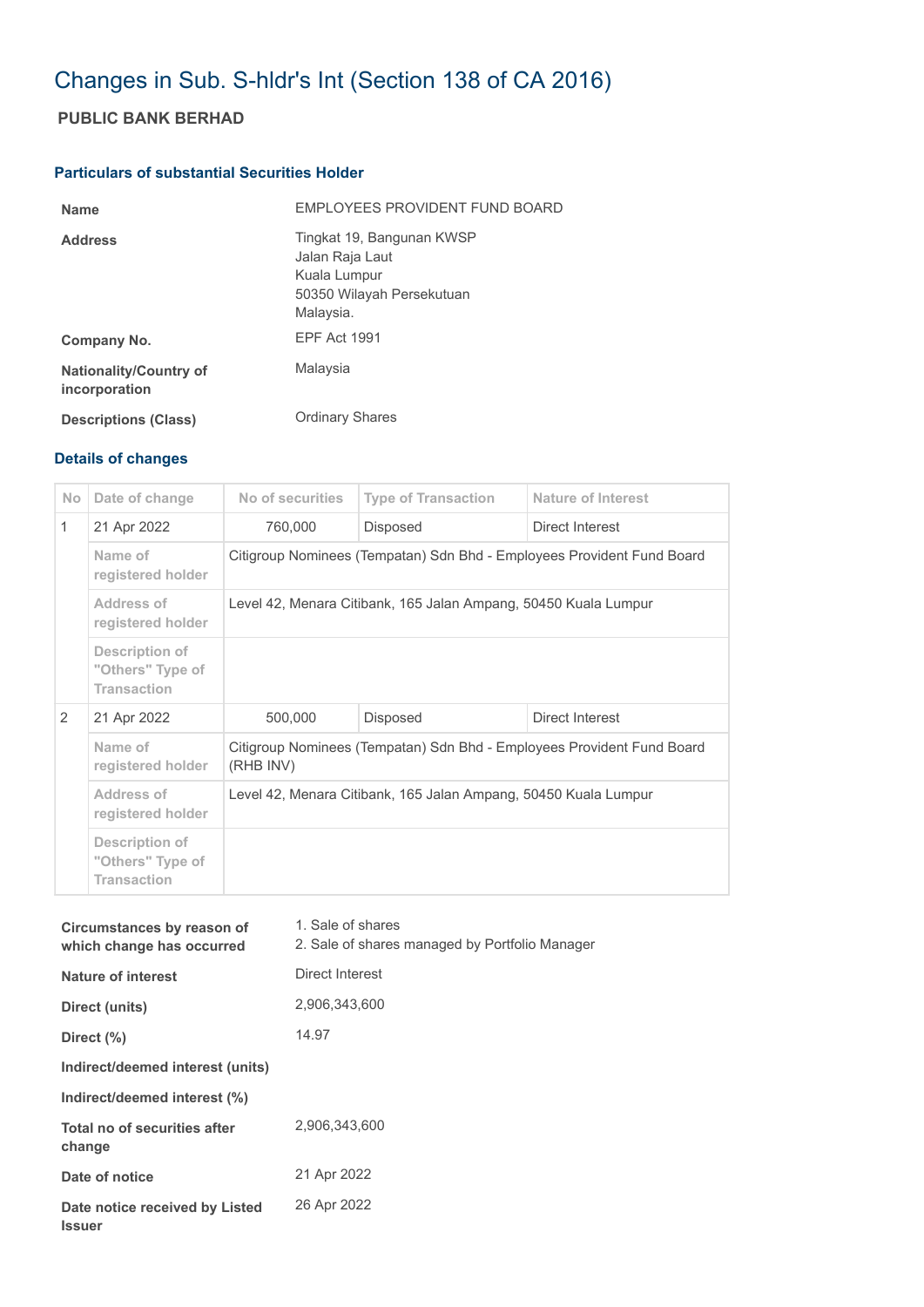# Changes in Sub. S-hldr's Int (Section 138 of CA 2016)

## PUBLIC BANK BERHAD

### Particulars of substantial Securities Holder

| | |
|---|---|
| **Name** | EMPLOYEES PROVIDENT FUND BOARD |
| **Address** | Tingkat 19, Bangunan KWSP<br>Jalan Raja Laut<br>Kuala Lumpur<br>50350 Wilayah Persekutuan<br>Malaysia. |
| **Company No.** | EPF Act 1991 |
| **Nationality/Country of incorporation** | Malaysia |
| **Descriptions (Class)** | Ordinary Shares |

### Details of changes

| No | Date of change | No of securities | Type of Transaction | Nature of Interest |
|---|---|---|---|---|
| 1 | 21 Apr 2022 | 760,000 | Disposed | Direct Interest |
| | Name of registered holder | Citigroup Nominees (Tempatan) Sdn Bhd - Employees Provident Fund Board | | |
| | Address of registered holder | Level 42, Menara Citibank, 165 Jalan Ampang, 50450 Kuala Lumpur | | |
| | Description of "Others" Type of Transaction | | | |
| 2 | 21 Apr 2022 | 500,000 | Disposed | Direct Interest |
| | Name of registered holder | Citigroup Nominees (Tempatan) Sdn Bhd - Employees Provident Fund Board (RHB INV) | | |
| | Address of registered holder | Level 42, Menara Citibank, 165 Jalan Ampang, 50450 Kuala Lumpur | | |
| | Description of "Others" Type of Transaction | | | |

| | |
|---|---|
| **Circumstances by reason of which change has occurred** | 1. Sale of shares<br>2. Sale of shares managed by Portfolio Manager |
| **Nature of interest** | Direct Interest |
| **Direct (units)** | 2,906,343,600 |
| **Direct (%)** | 14.97 |
| **Indirect/deemed interest (units)** | |
| **Indirect/deemed interest (%)** | |
| **Total no of securities after change** | 2,906,343,600 |
| **Date of notice** | 21 Apr 2022 |
| **Date notice received by Listed Issuer** | 26 Apr 2022 |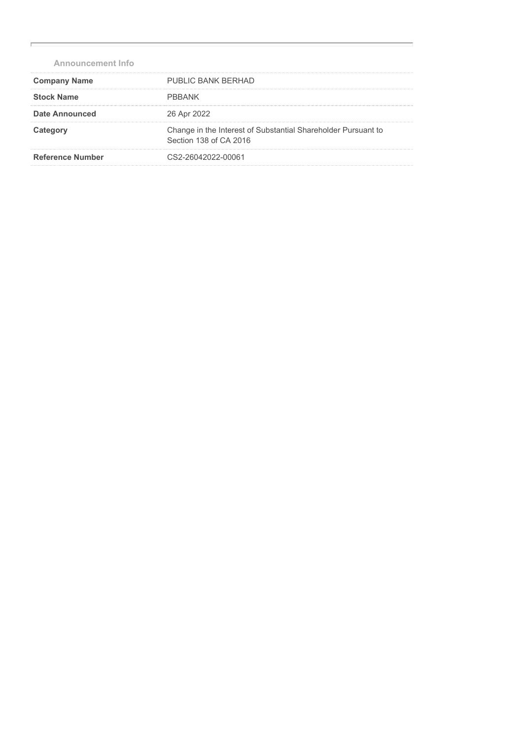### Announcement Info

| | |
|---|---|
| **Company Name** | PUBLIC BANK BERHAD |
| **Stock Name** | PBBANK |
| **Date Announced** | 26 Apr 2022 |
| **Category** | Change in the Interest of Substantial Shareholder Pursuant to Section 138 of CA 2016 |
| **Reference Number** | CS2-26042022-00061 |